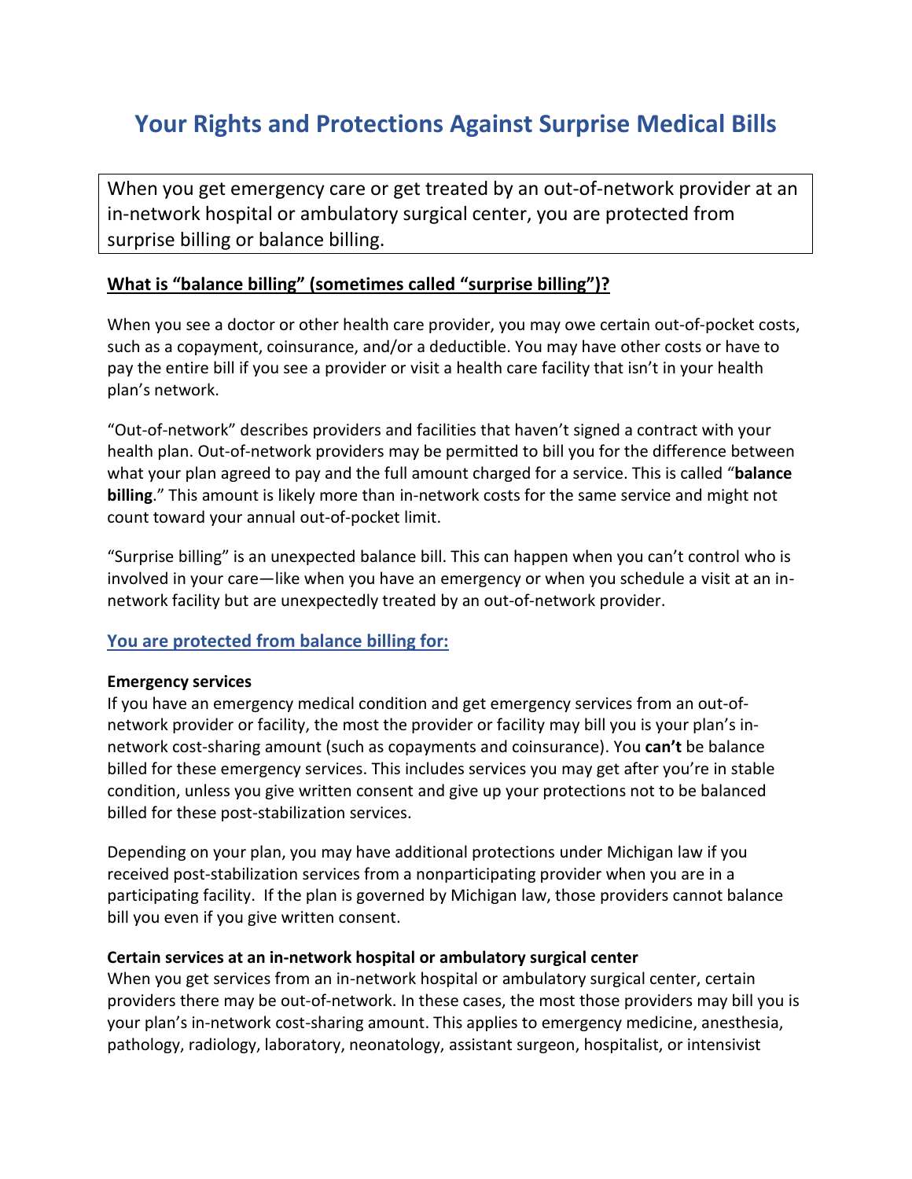# Your Rights and Protections Against Surprise Medical Bills

When you get emergency care or get treated by an out-of-network provider at an in-network hospital or ambulatory surgical center, you are protected from surprise billing or balance billing.

## What is "balance billing" (sometimes called "surprise billing")?

When you see a doctor or other health care provider, you may owe certain out-of-pocket costs, such as a copayment, coinsurance, and/or a deductible. You may have other costs or have to pay the entire bill if you see a provider or visit a health care facility that isn't in your health plan's network.

"Out-of-network" describes providers and facilities that haven't signed a contract with your health plan. Out-of-network providers may be permitted to bill you for the difference between what your plan agreed to pay and the full amount charged for a service. This is called "**balance billing**." This amount is likely more than in-network costs for the same service and might not count toward your annual out-of-pocket limit.

"Surprise billing" is an unexpected balance bill. This can happen when you can't control who is involved in your care—like when you have an emergency or when you schedule a visit at an in-network facility but are unexpectedly treated by an out-of-network provider.

## You are protected from balance billing for:

**Emergency services**
If you have an emergency medical condition and get emergency services from an out-of-network provider or facility, the most the provider or facility may bill you is your plan's in-network cost-sharing amount (such as copayments and coinsurance). You **can't** be balance billed for these emergency services. This includes services you may get after you're in stable condition, unless you give written consent and give up your protections not to be balanced billed for these post-stabilization services.

Depending on your plan, you may have additional protections under Michigan law if you received post-stabilization services from a nonparticipating provider when you are in a participating facility. If the plan is governed by Michigan law, those providers cannot balance bill you even if you give written consent.

**Certain services at an in-network hospital or ambulatory surgical center**
When you get services from an in-network hospital or ambulatory surgical center, certain providers there may be out-of-network. In these cases, the most those providers may bill you is your plan's in-network cost-sharing amount. This applies to emergency medicine, anesthesia, pathology, radiology, laboratory, neonatology, assistant surgeon, hospitalist, or intensivist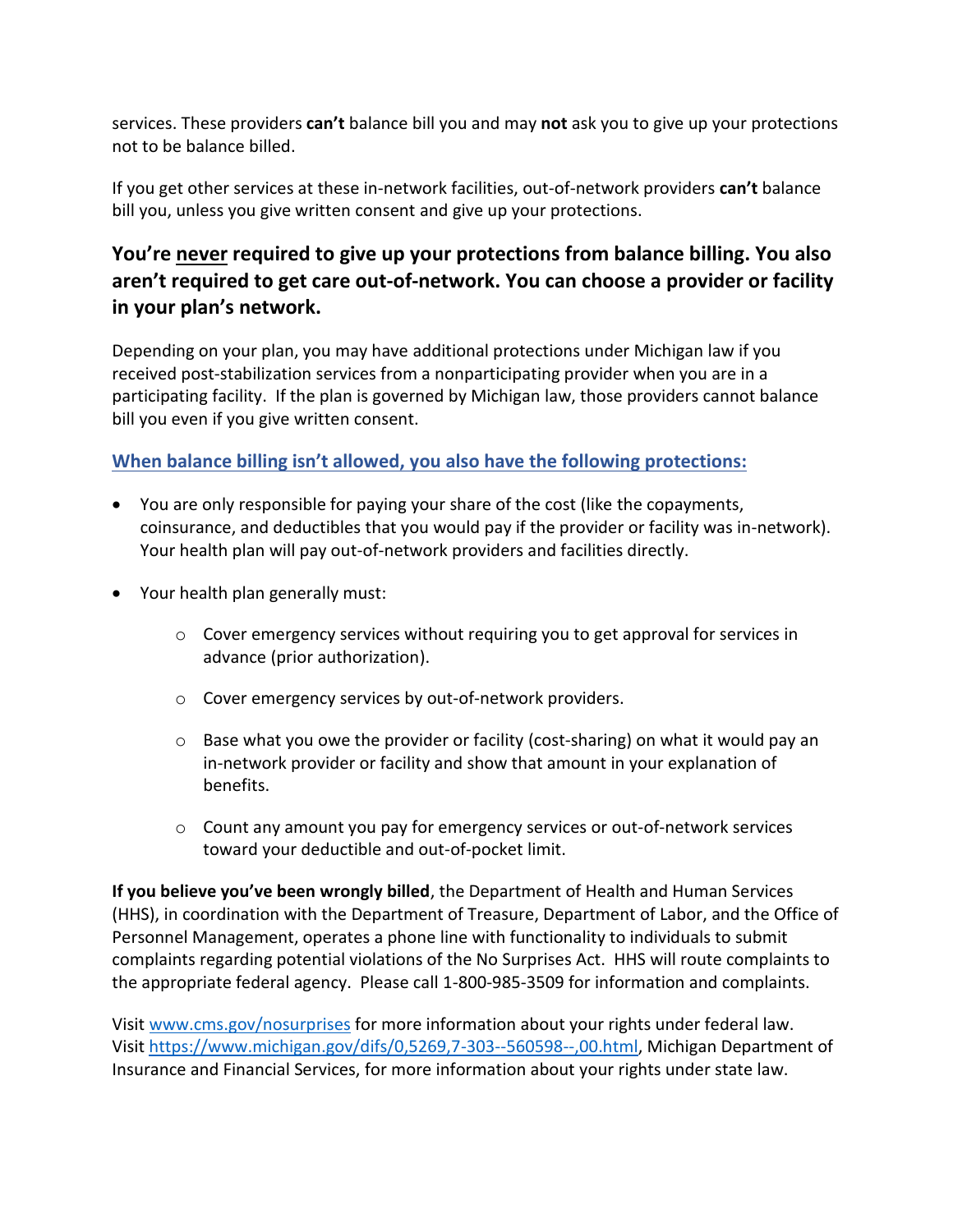services. These providers **can't** balance bill you and may **not** ask you to give up your protections not to be balance billed.

If you get other services at these in-network facilities, out-of-network providers **can't** balance bill you, unless you give written consent and give up your protections.

## You're <u>never</u> required to give up your protections from balance billing. You also aren't required to get care out-of-network. You can choose a provider or facility in your plan's network.

Depending on your plan, you may have additional protections under Michigan law if you received post-stabilization services from a nonparticipating provider when you are in a participating facility. If the plan is governed by Michigan law, those providers cannot balance bill you even if you give written consent.

### When balance billing isn't allowed, you also have the following protections:

- You are only responsible for paying your share of the cost (like the copayments, coinsurance, and deductibles that you would pay if the provider or facility was in-network). Your health plan will pay out-of-network providers and facilities directly.
- Your health plan generally must:
  - Cover emergency services without requiring you to get approval for services in advance (prior authorization).
  - Cover emergency services by out-of-network providers.
  - Base what you owe the provider or facility (cost-sharing) on what it would pay an in-network provider or facility and show that amount in your explanation of benefits.
  - Count any amount you pay for emergency services or out-of-network services toward your deductible and out-of-pocket limit.

**If you believe you've been wrongly billed**, the Department of Health and Human Services (HHS), in coordination with the Department of Treasure, Department of Labor, and the Office of Personnel Management, operates a phone line with functionality to individuals to submit complaints regarding potential violations of the No Surprises Act. HHS will route complaints to the appropriate federal agency. Please call 1-800-985-3509 for information and complaints.

Visit [www.cms.gov/nosurprises](http://www.cms.gov/nosurprises) for more information about your rights under federal law. Visit [https://www.michigan.gov/difs/0,5269,7-303--560598--,00.html](https://www.michigan.gov/difs/0,5269,7-303--560598--,00.html), Michigan Department of Insurance and Financial Services, for more information about your rights under state law.